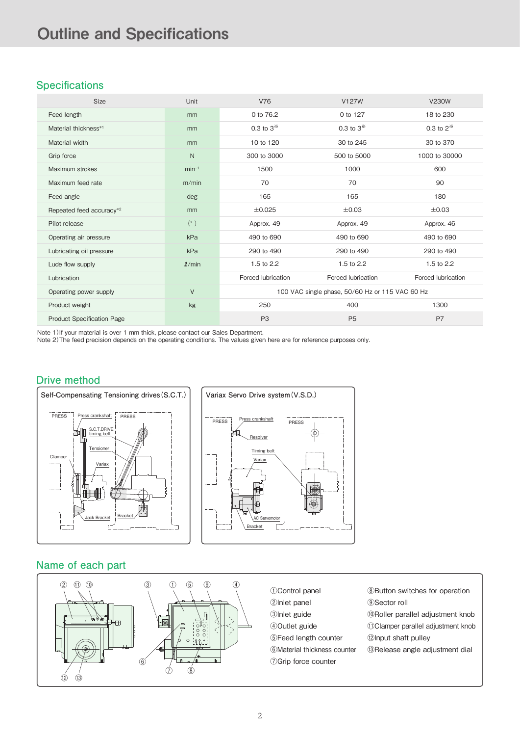# Outline and Specifications

## Specifications

| Size | Unit | V76 | V127W | V230W |
|---|---|---|---|---|
| Feed length | mm | 0 to 76.2 | 0 to 127 | 18 to 230 |
| Material thickness[*1] | mm | 0.3 to 3※ | 0.3 to 3※ | 0.3 to 2※ |
| Material width | mm | 10 to 120 | 30 to 245 | 30 to 370 |
| Grip force | N | 300 to 3000 | 500 to 5000 | 1000 to 30000 |
| Maximum strokes | $min^{-1}$ | 1500 | 1000 | 600 |
| Maximum feed rate | m/min | 70 | 70 | 90 |
| Feed angle | deg | 165 | 165 | 180 |
| Repeated feed accuracy[*2] | mm | ±0.025 | ±0.03 | ±0.03 |
| Pilot release | (°) | Approx. 49 | Approx. 49 | Approx. 46 |
| Operating air pressure | kPa | 490 to 690 | 490 to 690 | 490 to 690 |
| Lubricating oil pressure | kPa | 290 to 490 | 290 to 490 | 290 to 490 |
| Lude flow supply | ℓ/min | 1.5 to 2.2 | 1.5 to 2.2 | 1.5 to 2.2 |
| Lubrication | | Forced lubrication | Forced lubrication | Forced lubrication |
| Operating power supply | V | 100 VAC single phase, 50/60 Hz or 115 VAC 60 Hz | | |
| Product weight | kg | 250 | 400 | 1300 |
| Product Specification Page | | P3 | P5 | P7 |

Note 1) If your material is over 1 mm thick, please contact our Sales Department.
Note 2) The feed precision depends on the operating conditions. The values given here are for reference purposes only.

## Drive method

**Self-Compensating Tensioning drives (S.C.T.)**

PRESS, Press crankshaft, PRESS, S.C.T.DRIVE timing belt, Tensioner, Clamper, Variax, Jack Bracket, Bracket

**Variax Servo Drive system (V.S.D.)**

PRESS, Press crankshaft, PRESS, Resolver, Timing belt, Variax, AC Servomotor, Bracket

## Name of each part

①Control panel
②Inlet panel
③Inlet guide
④Outlet guide
⑤Feed length counter
⑥Material thickness counter
⑦Grip force counter
⑧Button switches for operation
⑨Sector roll
⑩Roller parallel adjustment knob
⑪Clamper parallel adjustment knob
⑫Input shaft pulley
⑬Release angle adjustment dial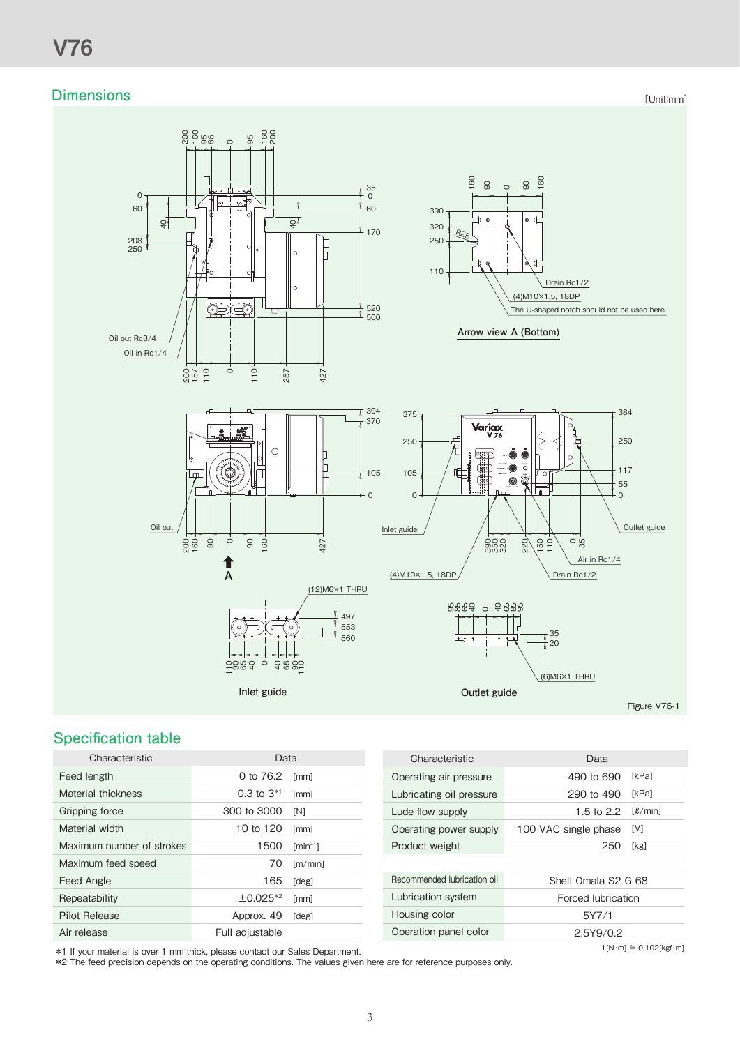# V76

## Dimensions

[Unit:mm]

Arrow view A (Bottom)

Inlet guide

Outlet guide

Figure V76-1

## Specification table

| Characteristic | Data | |
|---|---|---|
| Feed length | 0 to 76.2 | [mm] |
| Material thickness | 0.3 to 3*1 | [mm] |
| Gripping force | 300 to 3000 | [N] |
| Material width | 10 to 120 | [mm] |
| Maximum number of strokes | 1500 | [min⁻¹] |
| Maximum feed speed | 70 | [m/min] |
| Feed Angle | 165 | [deg] |
| Repeatability | ±0.025*2 | [mm] |
| Pilot Release | Approx. 49 | [deg] |
| Air release | Full adjustable | |

| Characteristic | Data | |
|---|---|---|
| Operating air pressure | 490 to 690 | [kPa] |
| Lubricating oil pressure | 290 to 490 | [kPa] |
| Lude flow supply | 1.5 to 2.2 | [ℓ/min] |
| Operating power supply | 100 VAC single phase | [V] |
| Product weight | 250 | [kg] |
| | | |
| Recommended lubrication oil | Shell Omala S2 G 68 | |
| Lubrication system | Forced lubrication | |
| Housing color | 5Y7/1 | |
| Operation panel color | 2.5Y9/0.2 | |

1[N·m] ≒ 0.102[kgf·m]

*1 If your material is over 1 mm thick, please contact our Sales Department.
*2 The feed precision depends on the operating conditions. The values given here are for reference purposes only.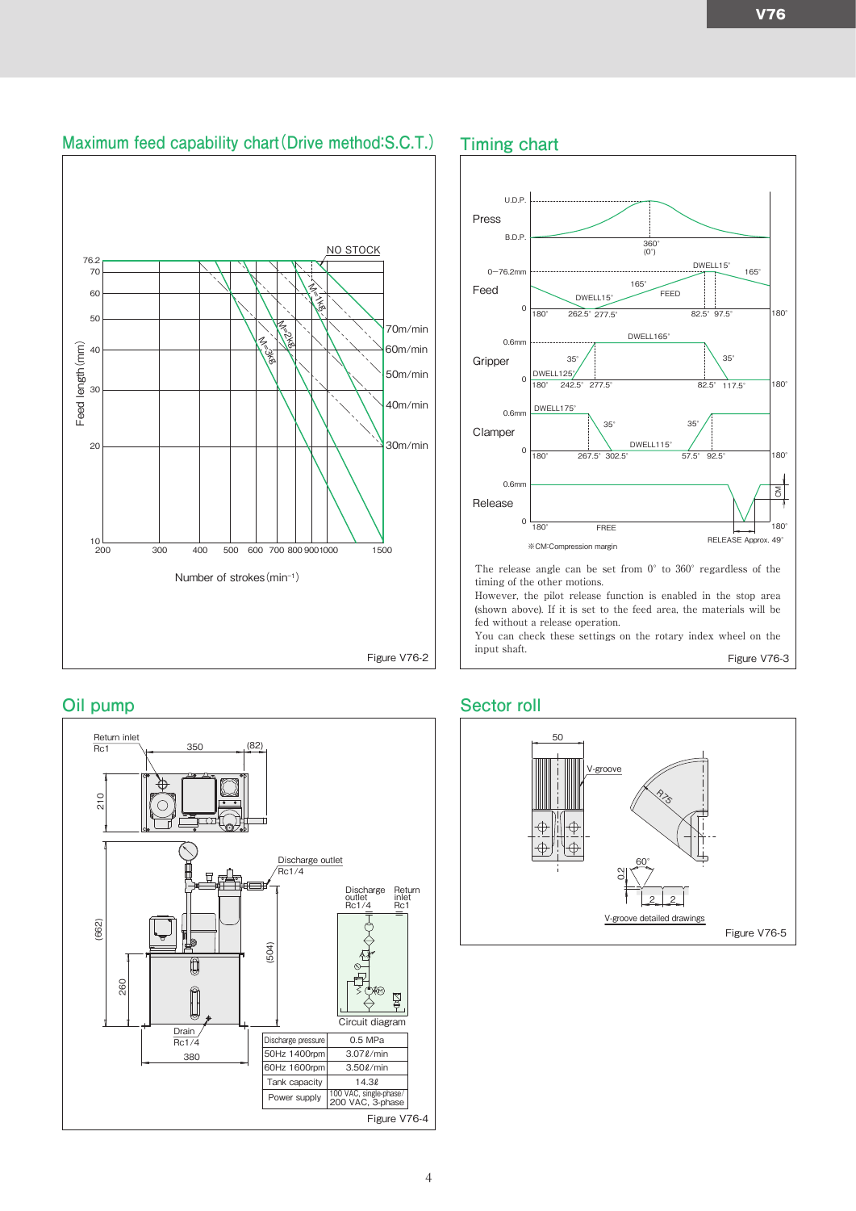## Maximum feed capability chart (Drive method: S.C.T.)

Figure V76-2

## Timing chart

The release angle can be set from 0° to 360° regardless of the timing of the other motions.
However, the pilot release function is enabled in the stop area (shown above). If it is set to the feed area, the materials will be fed without a release operation.
You can check these settings on the rotary index wheel on the input shaft.

Figure V76-3

## Oil pump

| Discharge pressure | 0.5 MPa |
|---|---|
| 50Hz 1400rpm | 3.07ℓ/min |
| 60Hz 1600rpm | 3.50ℓ/min |
| Tank capacity | 14.3ℓ |
| Power supply | 100 VAC, single-phase/ 200 VAC, 3-phase |

Figure V76-4

## Sector roll

Figure V76-5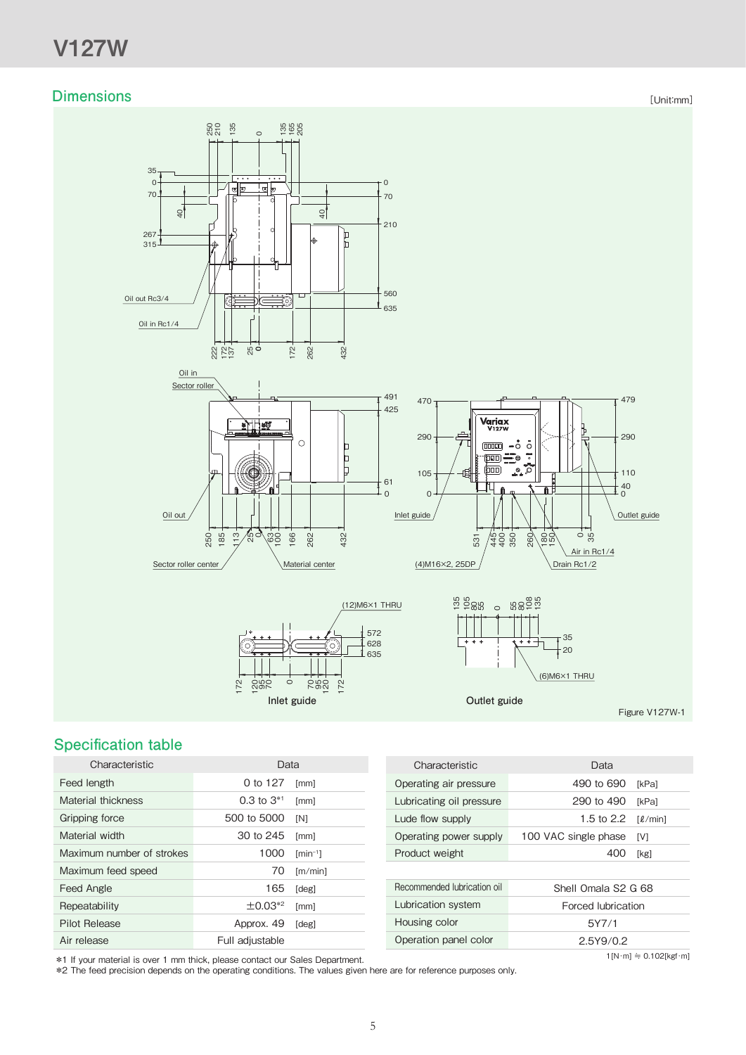# V127W

## Dimensions

[Unit:mm]

Figure V127W-1

## Specification table

| Characteristic | Data | |
|---|---|---|
| Feed length | 0 to 127 | [mm] |
| Material thickness | 0.3 to 3*1 | [mm] |
| Gripping force | 500 to 5000 | [N] |
| Material width | 30 to 245 | [mm] |
| Maximum number of strokes | 1000 | [min⁻¹] |
| Maximum feed speed | 70 | [m/min] |
| Feed Angle | 165 | [deg] |
| Repeatability | ±0.03*2 | [mm] |
| Pilot Release | Approx. 49 | [deg] |
| Air release | Full adjustable | |

| Characteristic | Data | |
|---|---|---|
| Operating air pressure | 490 to 690 | [kPa] |
| Lubricating oil pressure | 290 to 490 | [kPa] |
| Lude flow supply | 1.5 to 2.2 | [ℓ/min] |
| Operating power supply | 100 VAC single phase | [V] |
| Product weight | 400 | [kg] |
| | | |
| Recommended lubrication oil | Shell Omala S2 G 68 | |
| Lubrication system | Forced lubrication | |
| Housing color | 5Y7/1 | |
| Operation panel color | 2.5Y9/0.2 | |

1[N·m] ≒ 0.102[kgf·m]

*1 If your material is over 1 mm thick, please contact our Sales Department.
*2 The feed precision depends on the operating conditions. The values given here are for reference purposes only.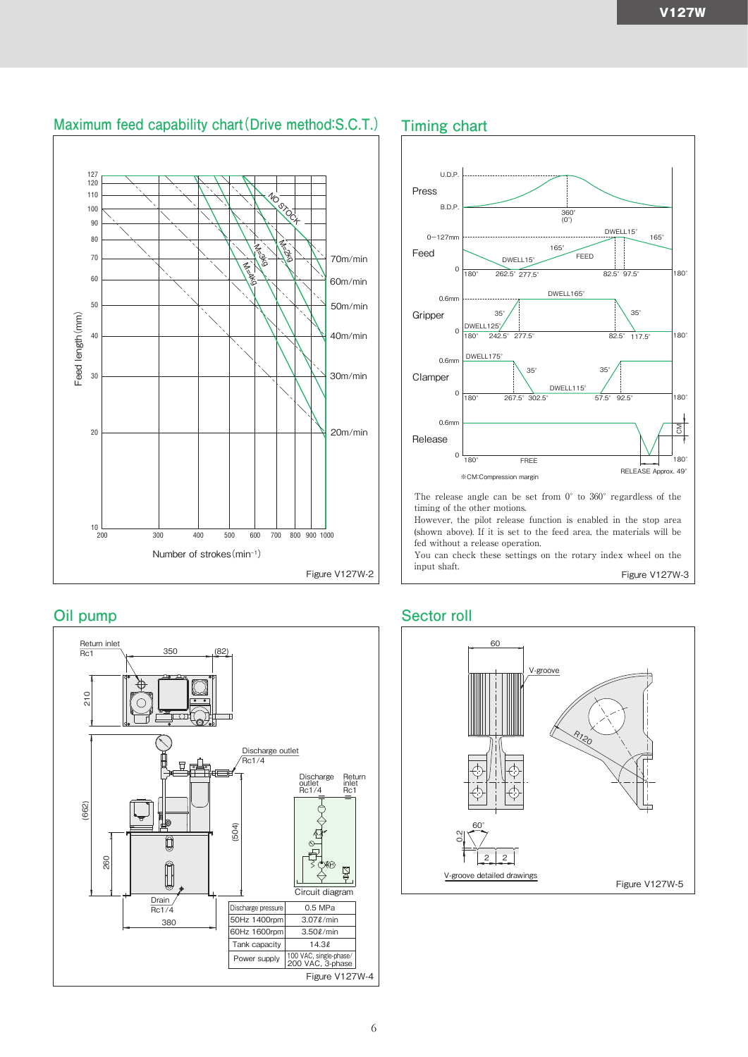## Maximum feed capability chart (Drive method:S.C.T.)

Figure V127W-2

## Timing chart

The release angle can be set from 0° to 360° regardless of the timing of the other motions.
However, the pilot release function is enabled in the stop area (shown above). If it is set to the feed area, the materials will be fed without a release operation.
You can check these settings on the rotary index wheel on the input shaft.

Figure V127W-3

## Oil pump

| Discharge pressure | 0.5 MPa |
|---|---|
| 50Hz 1400rpm | 3.07ℓ/min |
| 60Hz 1600rpm | 3.50ℓ/min |
| Tank capacity | 14.3ℓ |
| Power supply | 100 VAC, single-phase/ 200 VAC, 3-phase |

Figure V127W-4

## Sector roll

Figure V127W-5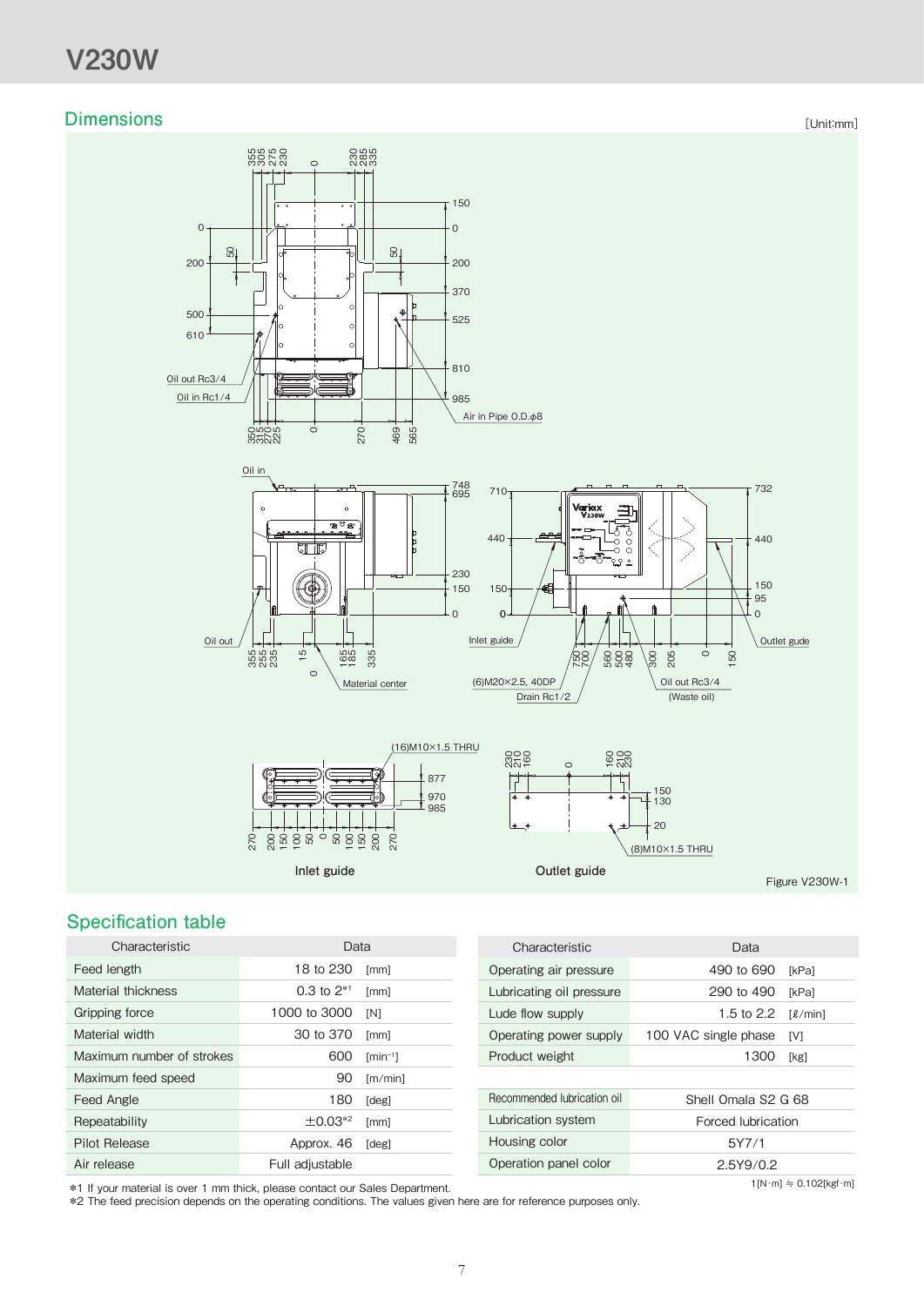# V230W

## Dimensions

[Unit:mm]

Figure V230W-1

## Specification table

| Characteristic | Data | |
|---|---|---|
| Feed length | 18 to 230 | [mm] |
| Material thickness | 0.3 to 2*1 | [mm] |
| Gripping force | 1000 to 3000 | [N] |
| Material width | 30 to 370 | [mm] |
| Maximum number of strokes | 600 | [min⁻¹] |
| Maximum feed speed | 90 | [m/min] |
| Feed Angle | 180 | [deg] |
| Repeatability | ±0.03*2 | [mm] |
| Pilot Release | Approx. 46 | [deg] |
| Air release | Full adjustable | |

| Characteristic | Data | |
|---|---|---|
| Operating air pressure | 490 to 690 | [kPa] |
| Lubricating oil pressure | 290 to 490 | [kPa] |
| Lude flow supply | 1.5 to 2.2 | [ℓ/min] |
| Operating power supply | 100 VAC single phase | [V] |
| Product weight | 1300 | [kg] |
| | | |
| Recommended lubrication oil | Shell Omala S2 G 68 | |
| Lubrication system | Forced lubrication | |
| Housing color | 5Y7/1 | |
| Operation panel color | 2.5Y9/0.2 | |

1[N·m] ≒ 0.102[kgf·m]

*1 If your material is over 1 mm thick, please contact our Sales Department.
*2 The feed precision depends on the operating conditions. The values given here are for reference purposes only.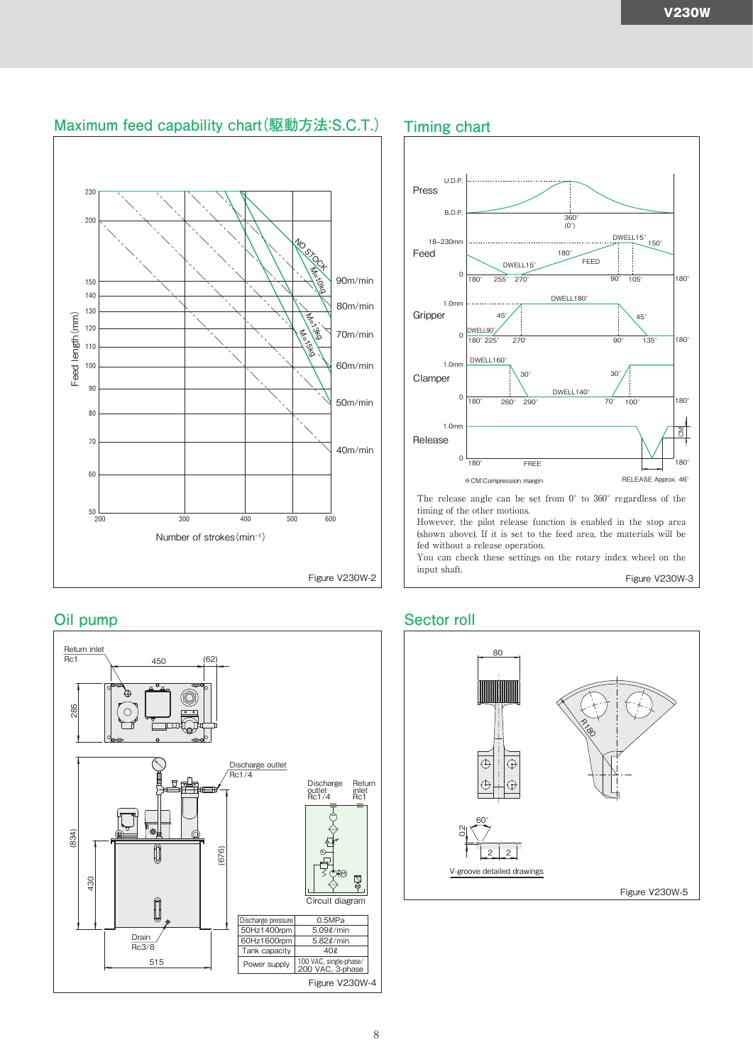## Maximum feed capability chart(駆動方法:S.C.T.)

Feed length (mm)

230
200
150
140
130
120
110
100
90
80
70
60
50

200
300
400
500
600

Number of strokes (min⁻¹)

NO STOCK
M=10kg
M=13kg
M=15kg

90m/min
80m/min
70m/min
60m/min
50m/min
40m/min

Figure V230W-2

## Timing chart

Press
U.D.P.
B.D.P.
360°
(0°)

Feed
18~230mm
0
180°
255°
270°
DWELL15°
180°
FEED
DWELL15°
150°
90°
105°
180°

Gripper
1.0mm
0
DWELL90°
180° 225°
45°
270°
DWELL180°
45°
90°
135°
180°

Clamper
1.0mm
0
DWELL160°
180°
260°
290°
30°
DWELL140°
30°
70°
100°
180°

Release
1.0mm
0
180°
FREE
CM
180°

※CM:Compression margin
RELEASE Approx. 46°

The release angle can be set from 0° to 360° regardless of the timing of the other motions.
However, the pilot release function is enabled in the stop area (shown above). If it is set to the feed area, the materials will be fed without a release operation.
You can check these settings on the rotary index wheel on the input shaft.

Figure V230W-3

## Oil pump

Return inlet
Rc1
450
(62)
285

Discharge outlet
Rc1/4
(834)
430
(676)
Drain
Rc3/8
515

Discharge outlet Rc1/4
Return inlet Rc1

Circuit diagram

| | |
|---|---|
| Discharge pressure | 0.5MPa |
| 50Hz1400rpm | 5.09ℓ/min |
| 60Hz1600rpm | 5.82ℓ/min |
| Tank capacity | 40ℓ |
| Power supply | 100 VAC, single-phase/ 200 VAC, 3-phase |

Figure V230W-4

## Sector roll

80
R180
60°
0.2
2
2

V-groove detailed drawings

Figure V230W-5